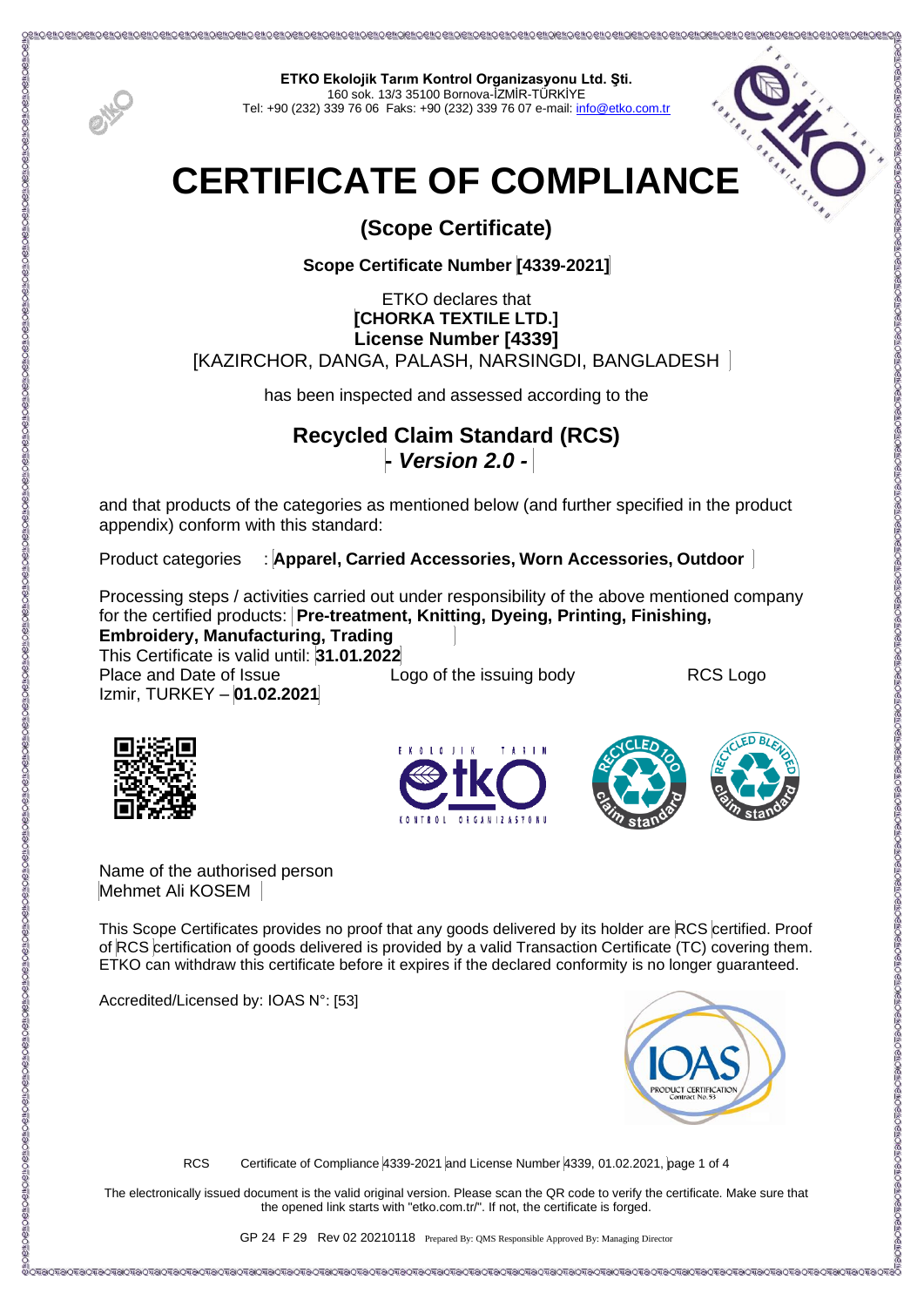**ETKO Ekolojik Tarım Kontrol Organizasyonu Ltd. Şti.**
160 sok. 13/3 35100 Bornova-İZMİR-TÜRKİYE
Tel: +90 (232) 339 76 06 Faks: +90 (232) 339 76 07 e-mail: info@etko.com.tr

# CERTIFICATE OF COMPLIANCE

## (Scope Certificate)

**Scope Certificate Number [4339-2021]**

ETKO declares that
**[CHORKA TEXTILE LTD.]**
**License Number [4339]**
[KAZIRCHOR, DANGA, PALASH, NARSINGDI, BANGLADESH

has been inspected and assessed according to the

## Recycled Claim Standard (RCS)
## *- Version 2.0 -*

and that products of the categories as mentioned below (and further specified in the product appendix) conform with this standard:

Product categories : **Apparel, Carried Accessories, Worn Accessories, Outdoor**

Processing steps / activities carried out under responsibility of the above mentioned company for the certified products: **Pre-treatment, Knitting, Dyeing, Printing, Finishing, Embroidery, Manufacturing, Trading**

This Certificate is valid until: **31.01.2022**

Place and Date of Issue
Izmir, TURKEY – **01.02.2021**

Logo of the issuing body

RCS Logo

Name of the authorised person
Mehmet Ali KOSEM

This Scope Certificates provides no proof that any goods delivered by its holder are RCS certified. Proof of RCS certification of goods delivered is provided by a valid Transaction Certificate (TC) covering them. ETKO can withdraw this certificate before it expires if the declared conformity is no longer guaranteed.

Accredited/Licensed by: IOAS N°: [53]

RCS Certificate of Compliance 4339-2021 and License Number 4339, 01.02.2021,

The electronically issued document is the valid original version. Please scan the QR code to verify the certificate. Make sure that the opened link starts with "etko.com.tr/". If not, the certificate is forged.

GP 24 F 29 Rev 02 20210118 Prepared By: QMS Responsible Approved By: Managing Director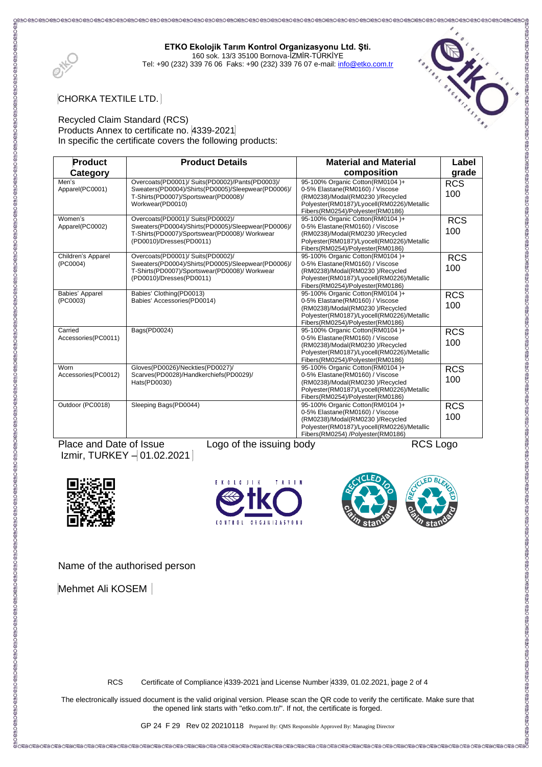**ETKO Ekolojik Tarım Kontrol Organizasyonu Ltd. Şti.**
160 sok. 13/3 35100 Bornova-İZMİR-TÜRKİYE
Tel: +90 (232) 339 76 06 Faks: +90 (232) 339 76 07 e-mail: info@etko.com.tr

CHORKA TEXTILE LTD.

Recycled Claim Standard (RCS)
Products Annex to certificate no. 4339-2021
In specific the certificate covers the following products:

| Product Category | Product Details | Material and Material composition | Label grade |
|---|---|---|---|
| Men's Apparel(PC0001) | Overcoats(PD0001)/ Suits(PD0002)/Pants(PD0003)/ Sweaters(PD0004)/Shirts(PD0005)/Sleepwear(PD0006)/ T-Shirts(PD0007)/Sportswear(PD0008)/ Workwear(PD0010) | 95-100% Organic Cotton(RM0104 )+ 0-5% Elastane(RM0160) / Viscose (RM0238)/Modal(RM0230 )/Recycled Polyester(RM0187)/Lyocell(RM0226)/Metallic Fibers(RM0254)/Polyester(RM0186) | RCS 100 |
| Women's Apparel(PC0002) | Overcoats(PD0001)/ Suits(PD0002)/ Sweaters(PD0004)/Shirts(PD0005)/Sleepwear(PD0006)/ T-Shirts(PD0007)/Sportswear(PD0008)/ Workwear (PD0010)/Dresses(PD0011) | 95-100% Organic Cotton(RM0104 )+ 0-5% Elastane(RM0160) / Viscose (RM0238)/Modal(RM0230 )/Recycled Polyester(RM0187)/Lyocell(RM0226)/Metallic Fibers(RM0254)/Polyester(RM0186) | RCS 100 |
| Children's Apparel (PC0004) | Overcoats(PD0001)/ Suits(PD0002)/ Sweaters(PD0004)/Shirts(PD0005)/Sleepwear(PD0006)/ T-Shirts(PD0007)/Sportswear(PD0008)/ Workwear (PD0010)/Dresses(PD0011) | 95-100% Organic Cotton(RM0104 )+ 0-5% Elastane(RM0160) / Viscose (RM0238)/Modal(RM0230 )/Recycled Polyester(RM0187)/Lyocell(RM0226)/Metallic Fibers(RM0254)/Polyester(RM0186) | RCS 100 |
| Babies' Apparel (PC0003) | Babies' Clothing(PD0013) Babies' Accessories(PD0014) | 95-100% Organic Cotton(RM0104 )+ 0-5% Elastane(RM0160) / Viscose (RM0238)/Modal(RM0230 )/Recycled Polyester(RM0187)/Lyocell(RM0226)/Metallic Fibers(RM0254)/Polyester(RM0186) | RCS 100 |
| Carried Accessories(PC0011) | Bags(PD0024) | 95-100% Organic Cotton(RM0104 )+ 0-5% Elastane(RM0160) / Viscose (RM0238)/Modal(RM0230 )/Recycled Polyester(RM0187)/Lyocell(RM0226)/Metallic Fibers(RM0254)/Polyester(RM0186) | RCS 100 |
| Worn Accessories(PC0012) | Gloves(PD0026)/Neckties(PD0027)/ Scarves(PD0028)/Handkerchiefs(PD0029)/ Hats(PD0030) | 95-100% Organic Cotton(RM0104 )+ 0-5% Elastane(RM0160) / Viscose (RM0238)/Modal(RM0230 )/Recycled Polyester(RM0187)/Lyocell(RM0226)/Metallic Fibers(RM0254)/Polyester(RM0186) | RCS 100 |
| Outdoor (PC0018) | Sleeping Bags(PD0044) | 95-100% Organic Cotton(RM0104 )+ 0-5% Elastane(RM0160) / Viscose (RM0238)/Modal(RM0230 )/Recycled Polyester(RM0187)/Lyocell(RM0226)/Metallic Fibers(RM0254) /Polyester(RM0186) | RCS 100 |

Place and Date of Issue
Izmir, TURKEY – 01.02.2021

Logo of the issuing body

RCS Logo

Name of the authorised person

Mehmet Ali KOSEM

RCS Certificate of Compliance 4339-2021 and License Number 4339, 01.02.2021, page 2 of 4

The electronically issued document is the valid original version. Please scan the QR code to verify the certificate. Make sure that the opened link starts with "etko.com.tr/". If not, the certificate is forged.

GP 24 F 29 Rev 02 20210118 Prepared By: QMS Responsible Approved By: Managing Director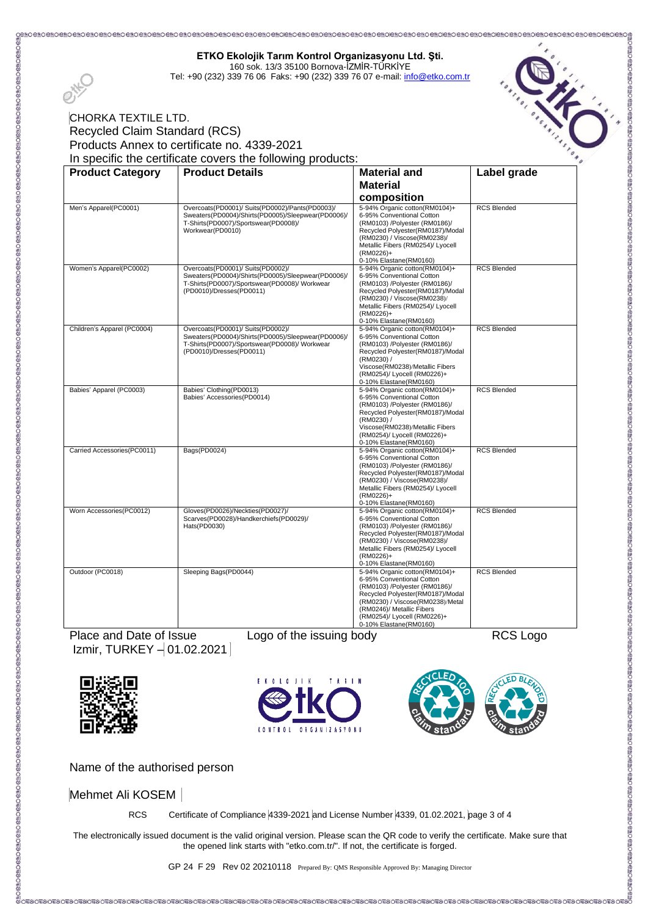**ETKO Ekolojik Tarım Kontrol Organizasyonu Ltd. Şti.**
160 sok. 13/3 35100 Bornova-İZMİR-TÜRKİYE
Tel: +90 (232) 339 76 06 Faks: +90 (232) 339 76 07 e-mail: info@etko.com.tr

CHORKA TEXTILE LTD.
Recycled Claim Standard (RCS)
Products Annex to certificate no. 4339-2021
In specific the certificate covers the following products:

| Product Category | Product Details | Material and Material composition | Label grade |
|---|---|---|---|
| Men's Apparel(PC0001) | Overcoats(PD0001)/ Suits(PD0002)/Pants(PD0003)/ Sweaters(PD0004)/Shirts(PD0005)/Sleepwear(PD0006)/ T-Shirts(PD0007)/Sportswear(PD0008)/ Workwear(PD0010) | 5-94% Organic cotton(RM0104)+ 6-95% Conventional Cotton (RM0103) /Polyester (RM0186)/ Recycled Polyester(RM0187)/Modal (RM0230) / Viscose(RM0238)/ Metallic Fibers (RM0254)/ Lyocell (RM0226)+ 0-10% Elastane(RM0160) | RCS Blended |
| Women's Apparel(PC0002) | Overcoats(PD0001)/ Suits(PD0002)/ Sweaters(PD0004)/Shirts(PD0005)/Sleepwear(PD0006)/ T-Shirts(PD0007)/Sportswear(PD0008)/ Workwear (PD0010)/Dresses(PD0011) | 5-94% Organic cotton(RM0104)+ 6-95% Conventional Cotton (RM0103) /Polyester (RM0186)/ Recycled Polyester(RM0187)/Modal (RM0230) / Viscose(RM0238)/ Metallic Fibers (RM0254)/ Lyocell (RM0226)+ 0-10% Elastane(RM0160) | RCS Blended |
| Children's Apparel (PC0004) | Overcoats(PD0001)/ Suits(PD0002)/ Sweaters(PD0004)/Shirts(PD0005)/Sleepwear(PD0006)/ T-Shirts(PD0007)/Sportswear(PD0008)/ Workwear (PD0010)/Dresses(PD0011) | 5-94% Organic cotton(RM0104)+ 6-95% Conventional Cotton (RM0103) /Polyester (RM0186)/ Recycled Polyester(RM0187)/Modal (RM0230) / Viscose(RM0238)/Metallic Fibers (RM0254)/ Lyocell (RM0226)+ 0-10% Elastane(RM0160) | RCS Blended |
| Babies' Apparel (PC0003) | Babies' Clothing(PD0013) Babies' Accessories(PD0014) | 5-94% Organic cotton(RM0104)+ 6-95% Conventional Cotton (RM0103) /Polyester (RM0186)/ Recycled Polyester(RM0187)/Modal (RM0230) / Viscose(RM0238)/Metallic Fibers (RM0254)/ Lyocell (RM0226)+ 0-10% Elastane(RM0160) | RCS Blended |
| Carried Accessories(PC0011) | Bags(PD0024) | 5-94% Organic cotton(RM0104)+ 6-95% Conventional Cotton (RM0103) /Polyester (RM0186)/ Recycled Polyester(RM0187)/Modal (RM0230) / Viscose(RM0238)/ Metallic Fibers (RM0254)/ Lyocell (RM0226)+ 0-10% Elastane(RM0160) | RCS Blended |
| Worn Accessories(PC0012) | Gloves(PD0026)/Neckties(PD0027)/ Scarves(PD0028)/Handkerchiefs(PD0029)/ Hats(PD0030) | 5-94% Organic cotton(RM0104)+ 6-95% Conventional Cotton (RM0103) /Polyester (RM0186)/ Recycled Polyester(RM0187)/Modal (RM0230) / Viscose(RM0238)/ Metallic Fibers (RM0254)/ Lyocell (RM0226)+ 0-10% Elastane(RM0160) | RCS Blended |
| Outdoor (PC0018) | Sleeping Bags(PD0044) | 5-94% Organic cotton(RM0104)+ 6-95% Conventional Cotton (RM0103) /Polyester (RM0186)/ Recycled Polyester(RM0187)/Modal (RM0230) / Viscose(RM0238)/Metal (RM0246)/ Metallic Fibers (RM0254)/ Lyocell (RM0226)+ 0-10% Elastane(RM0160) | RCS Blended |

Place and Date of Issue
Izmir, TURKEY – 01.02.2021

Logo of the issuing body

RCS Logo

Name of the authorised person

Mehmet Ali KOSEM

RCS Certificate of Compliance 4339-2021 and License Number 4339, 01.02.2021, page 3 of 4

The electronically issued document is the valid original version. Please scan the QR code to verify the certificate. Make sure that the opened link starts with "etko.com.tr/". If not, the certificate is forged.

GP 24 F 29 Rev 02 20210118 Prepared By: QMS Responsible Approved By: Managing Director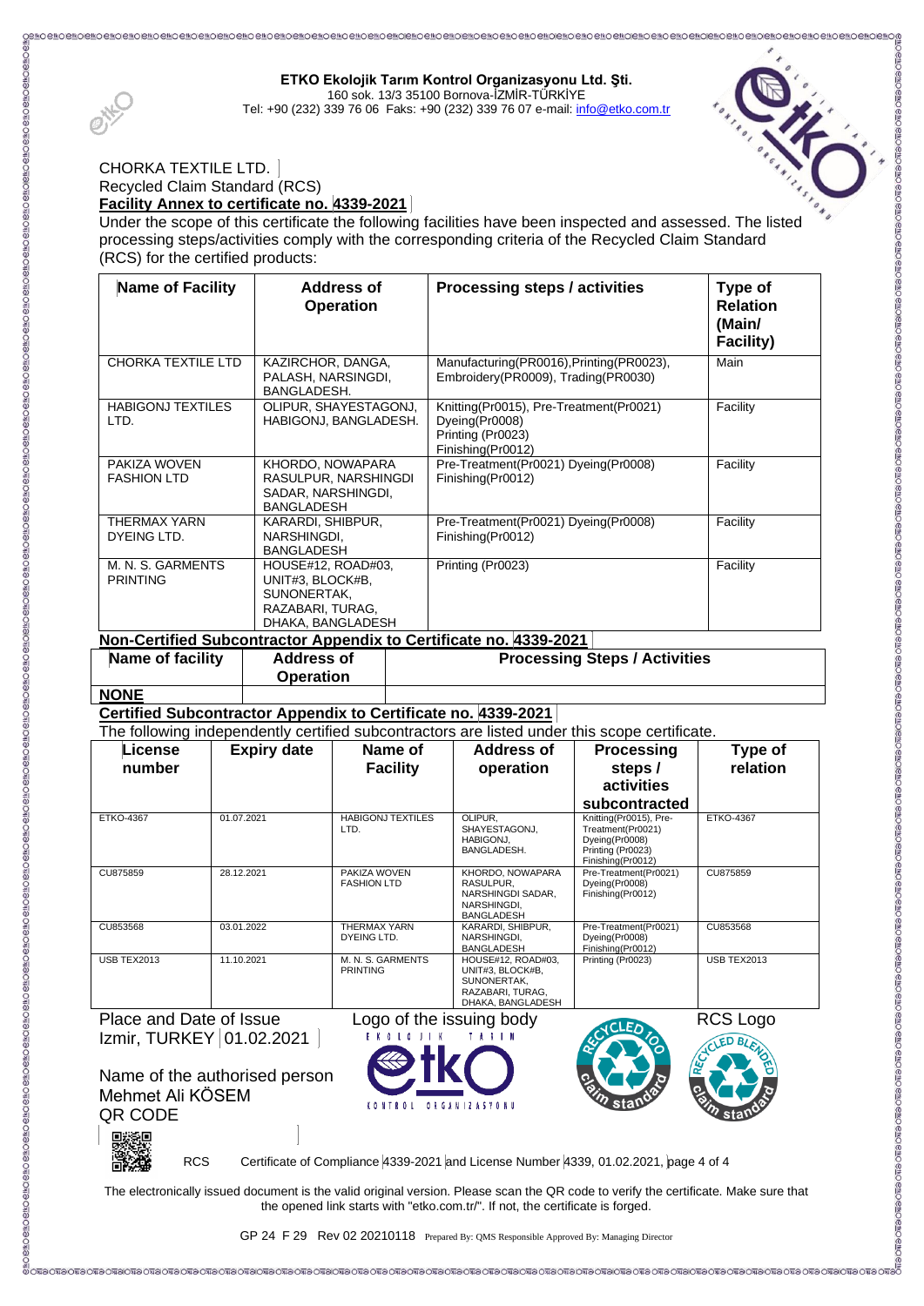**ETKO Ekolojik Tarım Kontrol Organizasyonu Ltd. Şti.**
160 sok. 13/3 35100 Bornova-İZMİR-TÜRKİYE
Tel: +90 (232) 339 76 06 Faks: +90 (232) 339 76 07 e-mail: info@etko.com.tr

CHORKA TEXTILE LTD.
Recycled Claim Standard (RCS)
**Facility Annex to certificate no. 4339-2021**

Under the scope of this certificate the following facilities have been inspected and assessed. The listed processing steps/activities comply with the corresponding criteria of the Recycled Claim Standard (RCS) for the certified products:

| Name of Facility | Address of Operation | Processing steps / activities | Type of Relation (Main/ Facility) |
|---|---|---|---|
| CHORKA TEXTILE LTD | KAZIRCHOR, DANGA, PALASH, NARSINGDI, BANGLADESH. | Manufacturing(PR0016),Printing(PR0023), Embroidery(PR0009), Trading(PR0030) | Main |
| HABIGONJ TEXTILES LTD. | OLIPUR, SHAYESTAGONJ, HABIGONJ, BANGLADESH. | Knitting(Pr0015), Pre-Treatment(Pr0021) Dyeing(Pr0008) Printing (Pr0023) Finishing(Pr0012) | Facility |
| PAKIZA WOVEN FASHION LTD | KHORDO, NOWAPARA RASULPUR, NARSHINGDI SADAR, NARSHINGDI, BANGLADESH | Pre-Treatment(Pr0021) Dyeing(Pr0008) Finishing(Pr0012) | Facility |
| THERMAX YARN DYEING LTD. | KARARDI, SHIBPUR, NARSHINGDI, BANGLADESH | Pre-Treatment(Pr0021) Dyeing(Pr0008) Finishing(Pr0012) | Facility |
| M. N. S. GARMENTS PRINTING | HOUSE#12, ROAD#03, UNIT#3, BLOCK#B, SUNONERTAK, RAZABARI, TURAG, DHAKA, BANGLADESH | Printing (Pr0023) | Facility |

**Non-Certified Subcontractor Appendix to Certificate no. 4339-2021**

| Name of facility | Address of Operation | Processing Steps / Activities |
|---|---|---|
| **NONE** | | |

**Certified Subcontractor Appendix to Certificate no. 4339-2021**

The following independently certified subcontractors are listed under this scope certificate.

| License number | Expiry date | Name of Facility | Address of operation | Processing steps / activities subcontracted | Type of relation |
|---|---|---|---|---|---|
| ETKO-4367 | 01.07.2021 | HABIGONJ TEXTILES LTD. | OLIPUR, SHAYESTAGONJ, HABIGONJ, BANGLADESH. | Knitting(Pr0015), Pre-Treatment(Pr0021) Dyeing(Pr0008) Printing (Pr0023) Finishing(Pr0012) | ETKO-4367 |
| CU875859 | 28.12.2021 | PAKIZA WOVEN FASHION LTD | KHORDO, NOWAPARA RASULPUR, NARSHINGDI SADAR, NARSHINGDI, BANGLADESH | Pre-Treatment(Pr0021) Dyeing(Pr0008) Finishing(Pr0012) | CU875859 |
| CU853568 | 03.01.2022 | THERMAX YARN DYEING LTD. | KARARDI, SHIBPUR, NARSHINGDI, BANGLADESH | Pre-Treatment(Pr0021) Dyeing(Pr0008) Finishing(Pr0012) | CU853568 |
| USB TEX2013 | 11.10.2021 | M. N. S. GARMENTS PRINTING | HOUSE#12, ROAD#03, UNIT#3, BLOCK#B, SUNONERTAK, RAZABARI, TURAG, DHAKA, BANGLADESH | Printing (Pr0023) | USB TEX2013 |

Place and Date of Issue
Izmir, TURKEY 01.02.2021

Logo of the issuing body

RCS Logo

Name of the authorised person
Mehmet Ali KÖSEM

QR CODE

RCS Certificate of Compliance 4339-2021 and License Number 4339, 01.02.2021, page 4 of 4

The electronically issued document is the valid original version. Please scan the QR code to verify the certificate. Make sure that the opened link starts with "etko.com.tr/". If not, the certificate is forged.

GP 24 F 29 Rev 02 20210118 Prepared By: QMS Responsible Approved By: Managing Director